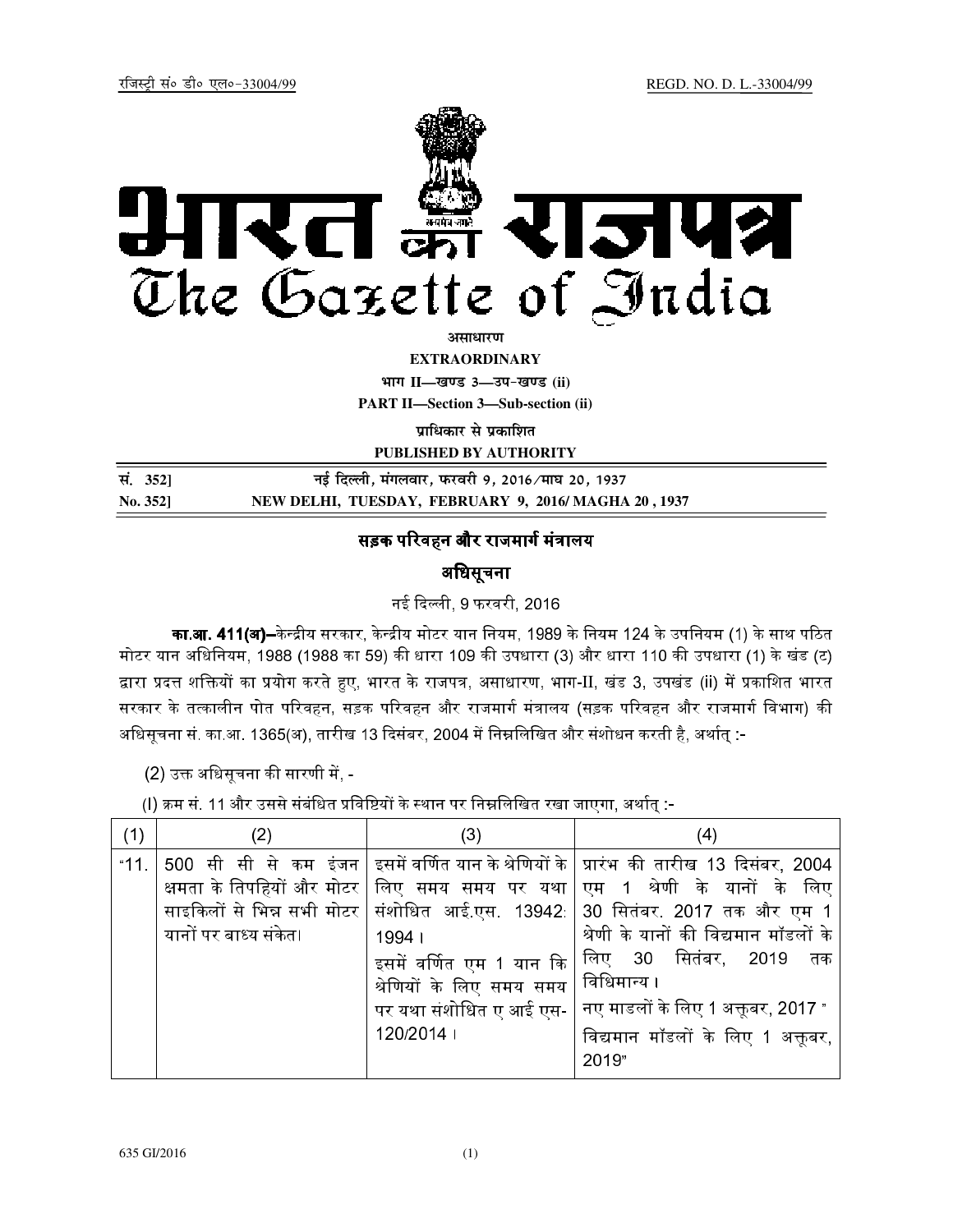रजिस्ट्री सं० डी० एल०-33004/99 REGD. NO. D. L.-33004/99

# भारत का राजपत्र
# The Gazette of India

**असाधारण**

**EXTRAORDINARY**

**भाग II—खण्ड 3—उप-खण्ड (ii)**

**PART II—Section 3—Sub-section (ii)**

**प्राधिकार से प्रकाशित**

**PUBLISHED BY AUTHORITY**

| | |
|---|---|
| **सं. 352]** | **नई दिल्ली, मंगलवार, फरवरी 9, 2016/माघ 20, 1937** |
| **No. 352]** | **NEW DELHI, TUESDAY, FEBRUARY 9, 2016/ MAGHA 20 , 1937** |

## सड़क परिवहन और राजमार्ग मंत्रालय

## अधिसूचना

नई दिल्ली, 9 फरवरी, 2016

**का.आ. 411(अ)**—केन्द्रीय सरकार, केन्द्रीय मोटर यान नियम, 1989 के नियम 124 के उपनियम (1) के साथ पठित मोटर यान अधिनियम, 1988 (1988 का 59) की धारा 109 की उपधारा (3) और धारा 110 की उपधारा (1) के खंड (ट) द्वारा प्रदत्त शक्तियों का प्रयोग करते हुए, भारत के राजपत्र, असाधारण, भाग-II, खंड 3, उपखंड (ii) में प्रकाशित भारत सरकार के तत्कालीन पोत परिवहन, सड़क परिवहन और राजमार्ग मंत्रालय (सड़क परिवहन और राजमार्ग विभाग) की अधिसूचना सं. का.आ. 1365(अ), तारीख 13 दिसंबर, 2004 में निम्नलिखित और संशोधन करती है, अर्थात् :-

(2) उक्त अधिसूचना की सारणी में, -

(I) क्रम सं. 11 और उससे संबंधित प्रविष्टियों के स्थान पर निम्नलिखित रखा जाएगा, अर्थात् :-

| (1) | (2) | (3) | (4) |
|---|---|---|---|
| "11. | 500 सी सी से कम इंजन क्षमता के तिपहियों और मोटर साइकिलों से भिन्न सभी मोटर यानों पर बाध्य संकेत। | इसमें वर्णित यान के श्रेणियों के लिए समय समय पर यथा संशोधित आई.एस. 13942: 1994 । इसमें वर्णित एम 1 यान कि श्रेणियों के लिए समय समय पर यथा संशोधित ए आई एस-120/2014 । | प्रारंभ की तारीख 13 दिसंबर, 2004 एम 1 श्रेणी के यानों के लिए 30 सितंबर. 2017 तक और एम 1 श्रेणी के यानों की विद्यमान मॉडलों के लिए 30 सितंबर, 2019 तक विधिमान्य । नए माडलों के लिए 1 अक्तूबर, 2017 " विद्यमान मॉडलों के लिए 1 अक्तूबर, 2019" |

635 GI/2016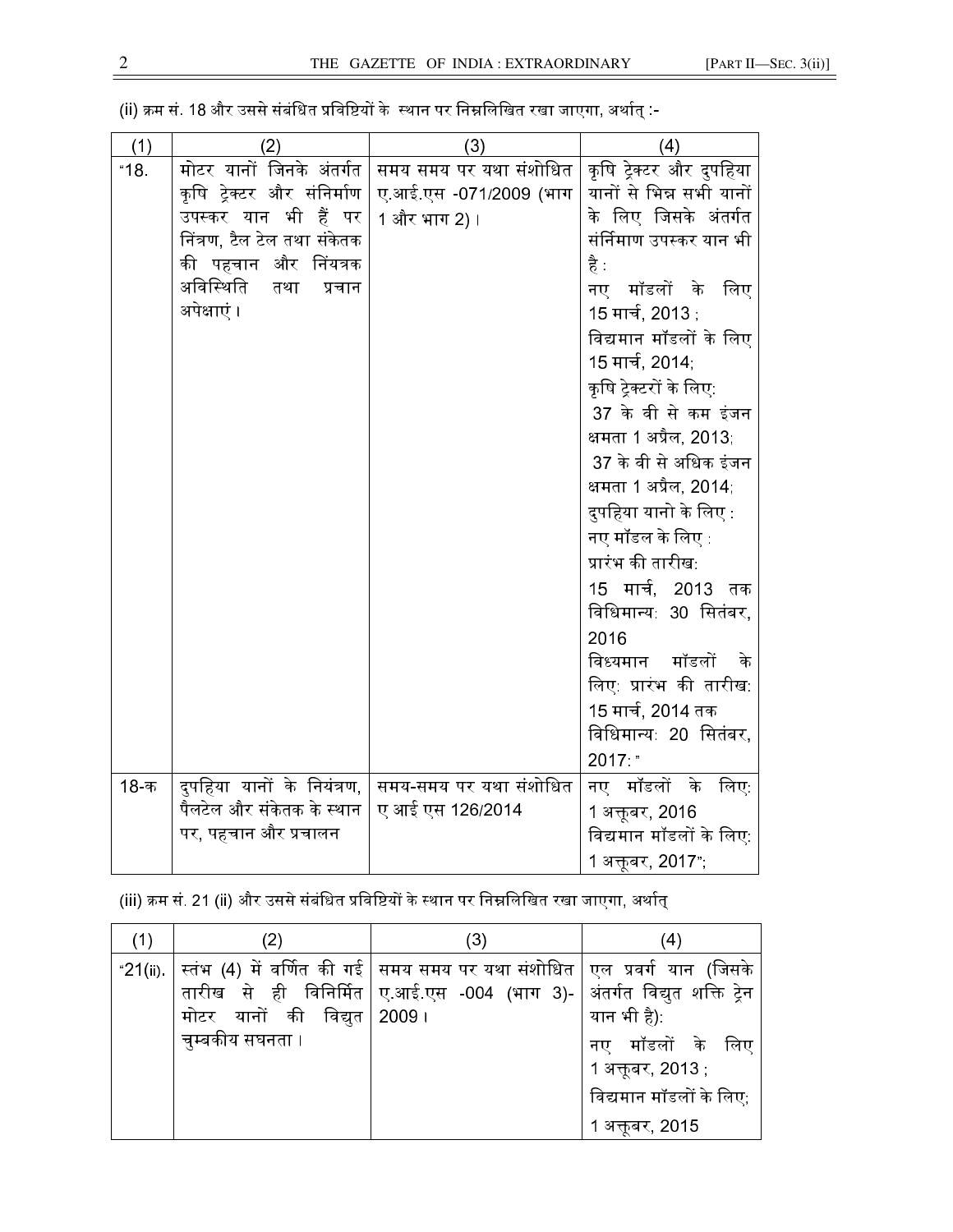(ii) क्रम सं. 18 और उससे संबंधित प्रविष्टियों के स्थान पर निम्नलिखित रखा जाएगा, अर्थात् :-

| (1) | (2) | (3) | (4) |
|---|---|---|---|
| "18. | मोटर यानों जिनके अंतर्गत कृषि ट्रेक्टर और संनिर्माण उपस्कर यान भी हैं पर निंत्रण, टैल टेल तथा संकेतक की पहचान और निंयत्रक अविस्थिति तथा प्रचान अपेक्षाएं। | समय समय पर यथा संशोधित ए.आई.एस -071/2009 (भाग 1 और भाग 2)। | कृषि ट्रेक्टर और दुपहिया यानों से भिन्न सभी यानों के लिए जिसके अंतर्गत संनिमाण उपस्कर यान भी है : नए मॉडलों के लिए 15 मार्च, 2013 ; विद्यमान मॉडलों के लिए 15 मार्च, 2014; कृषि ट्रेक्टरों के लिए: 37 के वी से कम इंजन क्षमता 1 अप्रैल, 2013; 37 के वी से अधिक इंजन क्षमता 1 अप्रैल, 2014; दुपहिया यानो के लिए : नए मॉडल के लिए : प्रारंभ की तारीख: 15 मार्च, 2013 तक विधिमान्य: 30 सितंबर, 2016 विध्यमान मॉडलों के लिए: प्रारंभ की तारीख: 15 मार्च, 2014 तक विधिमान्य: 20 सितंबर, 2017: " |
| 18-क | दुपहिया यानों के नियंत्रण, पैलटेल और संकेतक के स्थान पर, पहचान और प्रचालन | समय-समय पर यथा संशोधित ए आई एस 126/2014 | नए मॉडलों के लिए: 1 अक्तूबर, 2016 विद्यमान मॉडलों के लिए: 1 अक्तूबर, 2017"; |

(iii) क्रम सं. 21 (ii) और उससे संबंधित प्रविष्टियों के स्थान पर निम्नलिखित रखा जाएगा, अर्थात्

| (1) | (2) | (3) | (4) |
|---|---|---|---|
| "21(ii). | स्तंभ (4) में वर्णित की गई तारीख से ही विनिर्मित मोटर यानों की विद्युत चुम्बकीय सघनता। | समय समय पर यथा संशोधित ए.आई.एस -004 (भाग 3)-2009। | एल प्रवर्ग यान (जिसके अंतर्गत विद्युत शक्ति ट्रेन यान भी है): नए मॉडलों के लिए 1 अक्तूबर, 2013 ; विद्यमान मॉडलों के लिए; 1 अक्तूबर, 2015 |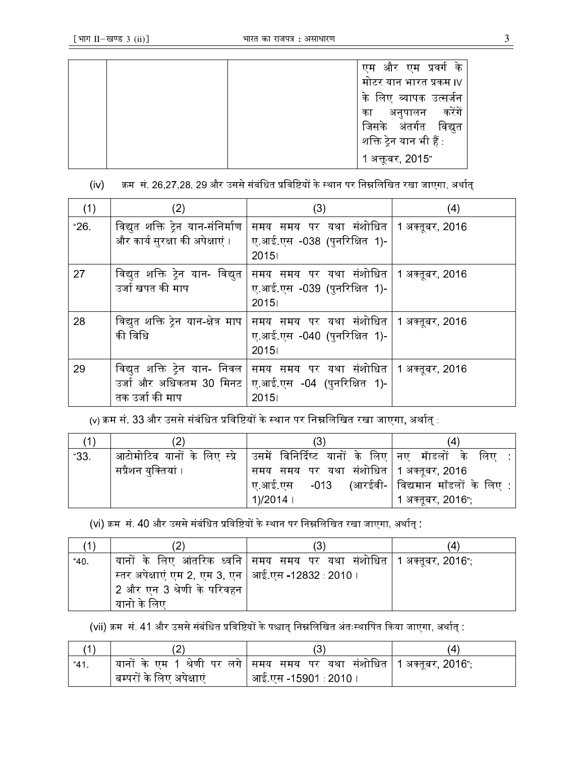| | | | एम और एम प्रवर्ग के मोटर यान भारत प्रक्रम IV के लिए व्यापक उत्सर्जन का अनुपालन करेंगें जिसके अंतर्गत विद्युत शक्ति ट्रेन यान भी हैं : 1 अक्तूबर, 2015" |
|---|---|---|---|

(iv) क्रम सं. 26,27,28, 29 और उससे संबंधित प्रविष्टियों के स्थान पर निम्नलिखित रखा जाएगा, अर्थात्

| (1) | (2) | (3) | (4) |
|---|---|---|---|
| "26. | विद्युत शक्ति ट्रेन यान-संनिर्माण और कार्य सुरक्षा की अपेक्षाएं। | समय समय पर यथा संशोधित ए.आई.एस -038 (पुनरिक्षित 1)-2015। | 1 अक्तूबर, 2016 |
| 27 | विद्युत शक्ति ट्रेन यान- विद्युत उर्जा खपत की माप | समय समय पर यथा संशोधित ए.आई.एस -039 (पुनरिक्षित 1)-2015। | 1 अक्तूबर, 2016 |
| 28 | विद्युत शक्ति ट्रेन यान-क्षेत्र माप की विधि | समय समय पर यथा संशोधित ए.आई.एस -040 (पुनरिक्षित 1)-2015। | 1 अक्तूबर, 2016 |
| 29 | विद्युत शक्ति ट्रेन यान- निवल उर्जा और अधिकतम 30 मिनट तक उर्जा की माप | समय समय पर यथा संशोधित ए.आई.एस -04 (पुनरिक्षित 1)-2015। | 1 अक्तूबर, 2016 |

(v) क्रम सं. 33 और उससे संबंधित प्रविष्टियों के स्थान पर निम्नलिखित रखा जाएगा, अर्थात् :

| (1) | (2) | (3) | (4) |
|---|---|---|---|
| "33. | आटोमोटिव यानों के लिए स्प्रे सप्रैशन युक्तियां। | उसमें विनिर्दिष्ट यानों के लिए समय समय पर यथा संशोधित ए.आई.एस -013 (आरईवी-1)/2014। | नए मॉडलों के लिए : 1 अक्तूबर, 2016<br>विद्यमान मॉडलों के लिए : 1 अक्तूबर, 2016"; |

(vi) क्रम सं. 40 और उससे संबंधित प्रविष्टियों के स्थान पर निम्नलिखित रखा जाएगा, अर्थात् :

| (1) | (2) | (3) | (4) |
|---|---|---|---|
| "40. | यानों के लिए आंतरिक ध्वनि स्तर अपेक्षाएं एम 2, एम 3, एन 2 और एन 3 श्रेणी के परिवहन यानो के लिए | समय समय पर यथा संशोधित आई.एस -12832 : 2010। | 1 अक्तूबर, 2016"; |

(vii) क्रम सं. 41 और उससे संबंधित प्रविष्टियों के पश्चात् निम्नलिखित अंतःस्थापित किया जाएगा, अर्थात् :

| (1) | (2) | (3) | (4) |
|---|---|---|---|
| "41. | यानों के एम 1 श्रेणी पर लगे बम्परों के लिए अपेक्षाएं | समय समय पर यथा संशोधित आई.एस -15901 : 2010। | 1 अक्तूबर, 2016"; |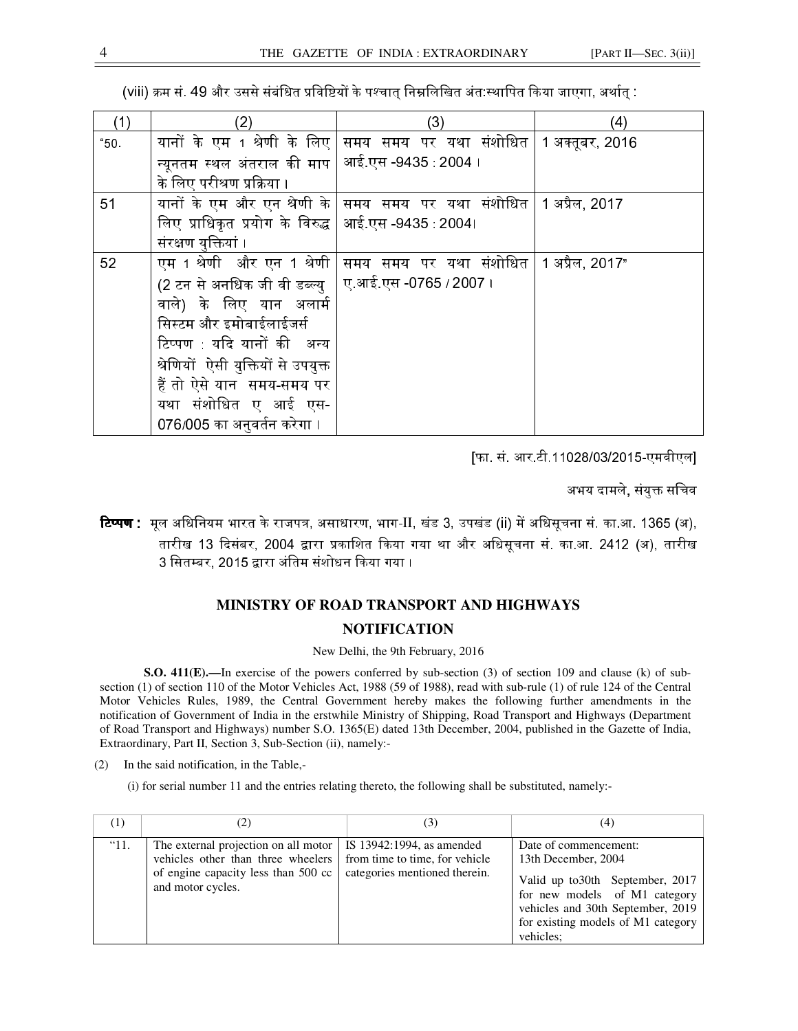(viii) क्रम सं. 49 और उससे संबंधित प्रविष्टियों के पश्चात् निम्नलिखित अंत:स्थापित किया जाएगा, अर्थात् :

| (1) | (2) | (3) | (4) |
|---|---|---|---|
| "50. | यानों के एम 1 श्रेणी के लिए न्यूनतम स्थल अंतराल की माप के लिए परीक्षण प्रक्रिया । | समय समय पर यथा संशोधित आई.एस -9435 : 2004 । | 1 अक्तूबर, 2016 |
| 51 | यानों के एम और एन श्रेणी के लिए प्राधिकृत प्रयोग के विरुद्ध संरक्षण युक्तियां । | समय समय पर यथा संशोधित आई.एस -9435 : 2004। | 1 अप्रैल, 2017 |
| 52 | एम 1 श्रेणी और एन 1 श्रेणी (2 टन से अनधिक जी वी डब्ल्यु वाले) के लिए यान अलार्म सिस्टम और इमोबाईलाईजर्स टिप्पण : यदि यानों की अन्य श्रेणियों ऐसी युक्तियों से उपयुक्त हैं तो ऐसे यान समय-समय पर यथा संशोधित ए आई एस-076/005 का अनुवर्तन करेगा । | समय समय पर यथा संशोधित ए.आई.एस -0765 / 2007 । | 1 अप्रैल, 2017" |

[फा. सं. आर.टी.11028/03/2015-एमवीएल]

अभय दामले, संयुक्त सचिव

**टिप्पण :** मूल अधिनियम भारत के राजपत्र, असाधारण, भाग-II, खंड 3, उपखंड (ii) में अधिसूचना सं. का.आ. 1365 (अ), तारीख 13 दिसंबर, 2004 द्वारा प्रकाशित किया गया था और अधिसूचना सं. का.आ. 2412 (अ), तारीख 3 सितम्बर, 2015 द्वारा अंतिम संशोधन किया गया ।

## MINISTRY OF ROAD TRANSPORT AND HIGHWAYS

## NOTIFICATION

New Delhi, the 9th February, 2016

**S.O. 411(E).—**In exercise of the powers conferred by sub-section (3) of section 109 and clause (k) of sub-section (1) of section 110 of the Motor Vehicles Act, 1988 (59 of 1988), read with sub-rule (1) of rule 124 of the Central Motor Vehicles Rules, 1989, the Central Government hereby makes the following further amendments in the notification of Government of India in the erstwhile Ministry of Shipping, Road Transport and Highways (Department of Road Transport and Highways) number S.O. 1365(E) dated 13th December, 2004, published in the Gazette of India, Extraordinary, Part II, Section 3, Sub-Section (ii), namely:-

(2) In the said notification, in the Table,-

(i) for serial number 11 and the entries relating thereto, the following shall be substituted, namely:-

| (1) | (2) | (3) | (4) |
|---|---|---|---|
| "11. | The external projection on all motor vehicles other than three wheelers of engine capacity less than 500 cc and motor cycles. | IS 13942:1994, as amended from time to time, for vehicle categories mentioned therein. | Date of commencement: 13th December, 2004<br><br>Valid up to30th September, 2017 for new models of M1 category vehicles and 30th September, 2019 for existing models of M1 category vehicles; |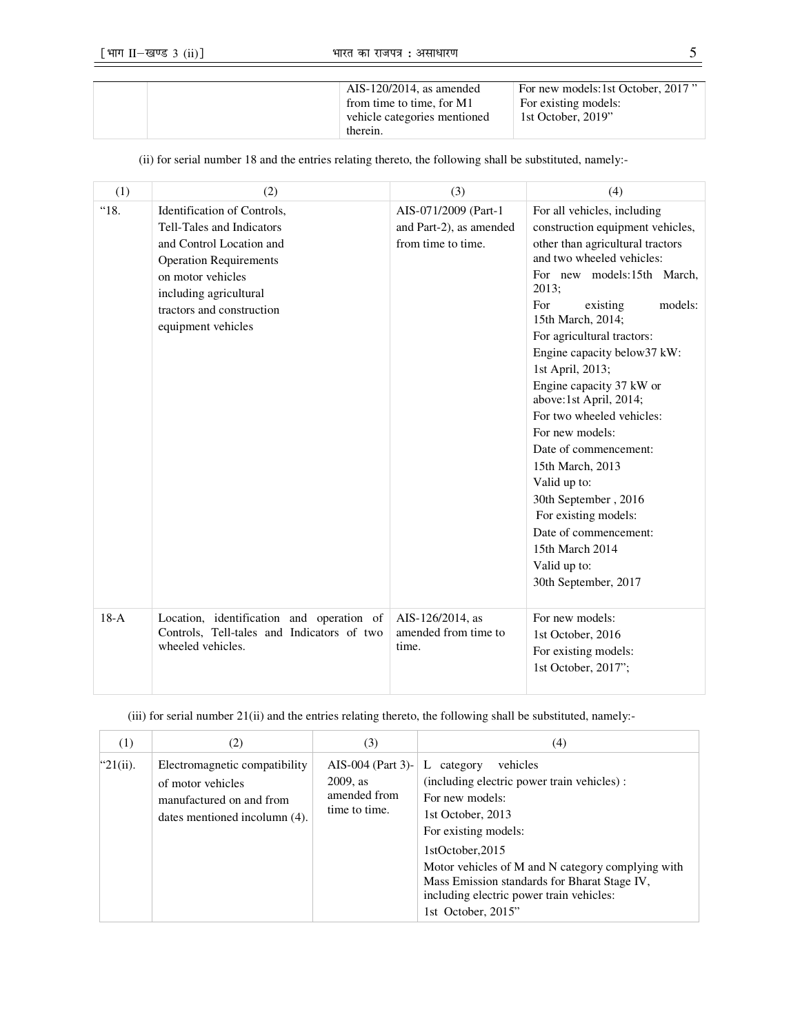| | | AIS-120/2014, as amended from time to time, for M1 vehicle categories mentioned therein. | For new models: 1st October, 2017 " For existing models: 1st October, 2019" |
|---|---|---|---|

(ii) for serial number 18 and the entries relating thereto, the following shall be substituted, namely:-

| (1) | (2) | (3) | (4) |
|---|---|---|---|
| "18. | Identification of Controls, Tell-Tales and Indicators and Control Location and Operation Requirements on motor vehicles including agricultural tractors and construction equipment vehicles | AIS-071/2009 (Part-1 and Part-2), as amended from time to time. | For all vehicles, including construction equipment vehicles, other than agricultural tractors and two wheeled vehicles: For new models: 15th March, 2013; For existing models: 15th March, 2014; For agricultural tractors: Engine capacity below37 kW: 1st April, 2013; Engine capacity 37 kW or above: 1st April, 2014; For two wheeled vehicles: For new models: Date of commencement: 15th March, 2013 Valid up to: 30th September , 2016 For existing models: Date of commencement: 15th March 2014 Valid up to: 30th September, 2017 |
| 18-A | Location, identification and operation of Controls, Tell-tales and Indicators of two wheeled vehicles. | AIS-126/2014, as amended from time to time. | For new models: 1st October, 2016 For existing models: 1st October, 2017"; |

(iii) for serial number 21(ii) and the entries relating thereto, the following shall be substituted, namely:-

| (1) | (2) | (3) | (4) |
|---|---|---|---|
| "21(ii). | Electromagnetic compatibility of motor vehicles manufactured on and from dates mentioned incolumn (4). | AIS-004 (Part 3)-2009, as amended from time to time. | L category vehicles (including electric power train vehicles) : For new models: 1st October, 2013 For existing models: 1stOctober,2015 Motor vehicles of M and N category complying with Mass Emission standards for Bharat Stage IV, including electric power train vehicles: 1st October, 2015" |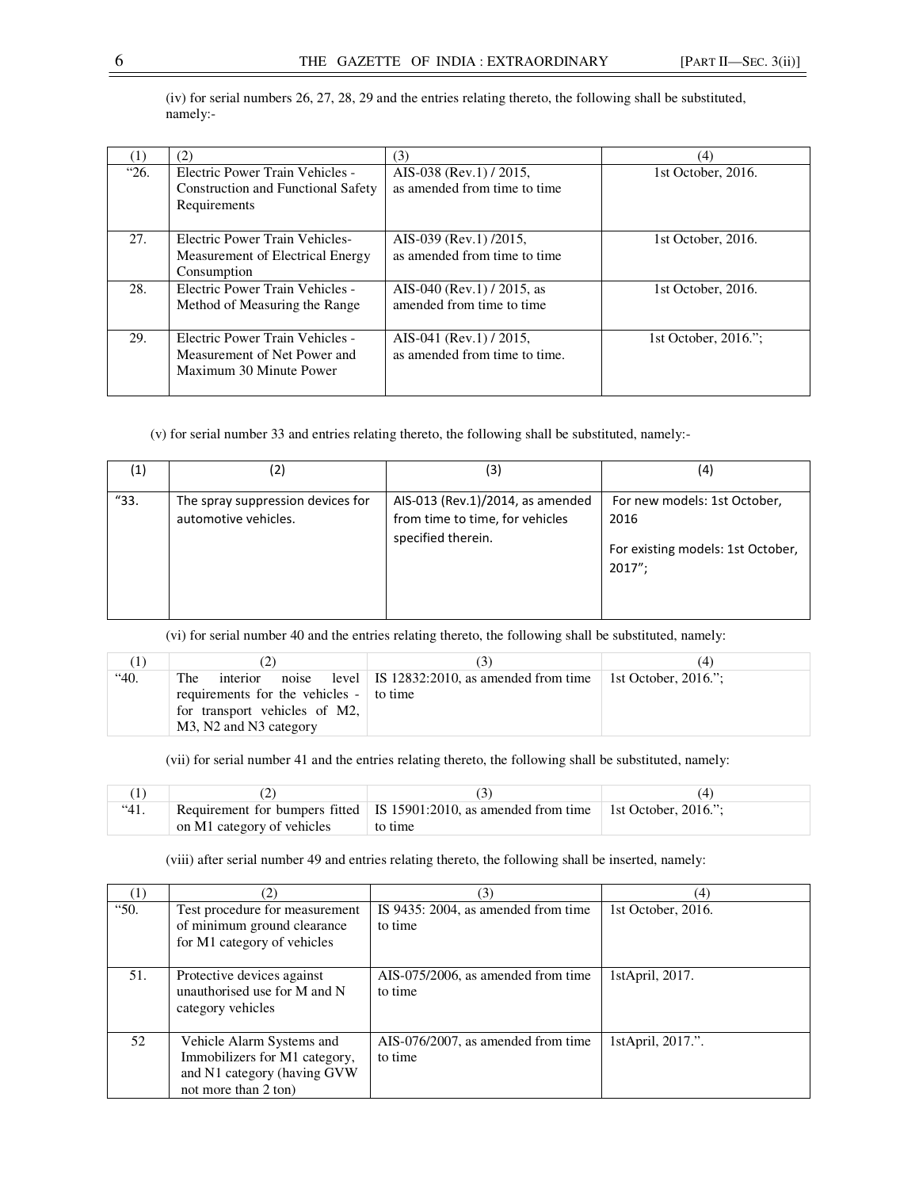(iv) for serial numbers 26, 27, 28, 29 and the entries relating thereto, the following shall be substituted, namely:-

| (1) | (2) | (3) | (4) |
|---|---|---|---|
| "26. | Electric Power Train Vehicles - Construction and Functional Safety Requirements | AIS-038 (Rev.1) / 2015, as amended from time to time | 1st October, 2016. |
| 27. | Electric Power Train Vehicles- Measurement of Electrical Energy Consumption | AIS-039 (Rev.1) /2015, as amended from time to time | 1st October, 2016. |
| 28. | Electric Power Train Vehicles - Method of Measuring the Range | AIS-040 (Rev.1) / 2015, as amended from time to time | 1st October, 2016. |
| 29. | Electric Power Train Vehicles - Measurement of Net Power and Maximum 30 Minute Power | AIS-041 (Rev.1) / 2015, as amended from time to time. | 1st October, 2016."; |

(v) for serial number 33 and entries relating thereto, the following shall be substituted, namely:-

| (1) | (2) | (3) | (4) |
|---|---|---|---|
| "33. | The spray suppression devices for automotive vehicles. | AIS-013 (Rev.1)/2014, as amended from time to time, for vehicles specified therein. | For new models: 1st October, 2016<br><br>For existing models: 1st October, 2017"; |

(vi) for serial number 40 and the entries relating thereto, the following shall be substituted, namely:

| (1) | (2) | (3) | (4) |
|---|---|---|---|
| "40. | The interior noise level requirements for the vehicles - for transport vehicles of M2, M3, N2 and N3 category | IS 12832:2010, as amended from time to time | 1st October, 2016."; |

(vii) for serial number 41 and the entries relating thereto, the following shall be substituted, namely:

| (1) | (2) | (3) | (4) |
|---|---|---|---|
| "41. | Requirement for bumpers fitted on M1 category of vehicles | IS 15901:2010, as amended from time to time | 1st October, 2016."; |

(viii) after serial number 49 and entries relating thereto, the following shall be inserted, namely:

| (1) | (2) | (3) | (4) |
|---|---|---|---|
| "50. | Test procedure for measurement of minimum ground clearance for M1 category of vehicles | IS 9435: 2004, as amended from time to time | 1st October, 2016. |
| 51. | Protective devices against unauthorised use for M and N category vehicles | AIS-075/2006, as amended from time to time | 1stApril, 2017. |
| 52 | Vehicle Alarm Systems and Immobilizers for M1 category, and N1 category (having GVW not more than 2 ton) | AIS-076/2007, as amended from time to time | 1stApril, 2017.". |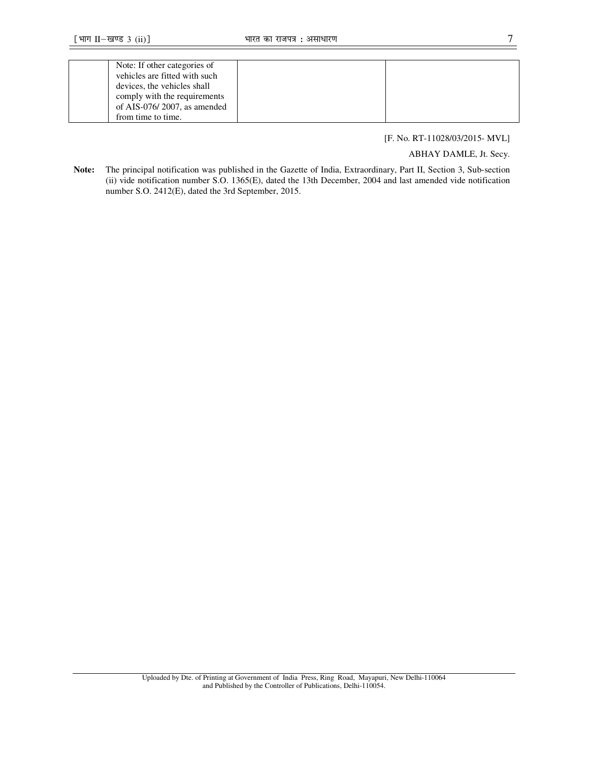| | | | |
|---|---|---|---|
| | Note: If other categories of vehicles are fitted with such devices, the vehicles shall comply with the requirements of AIS-076/ 2007, as amended from time to time. | | |

[F. No. RT-11028/03/2015- MVL]

ABHAY DAMLE, Jt. Secy.

**Note:** The principal notification was published in the Gazette of India, Extraordinary, Part II, Section 3, Sub-section (ii) vide notification number S.O. 1365(E), dated the 13th December, 2004 and last amended vide notification number S.O. 2412(E), dated the 3rd September, 2015.

Uploaded by Dte. of Printing at Government of India Press, Ring Road, Mayapuri, New Delhi-110064 and Published by the Controller of Publications, Delhi-110054.